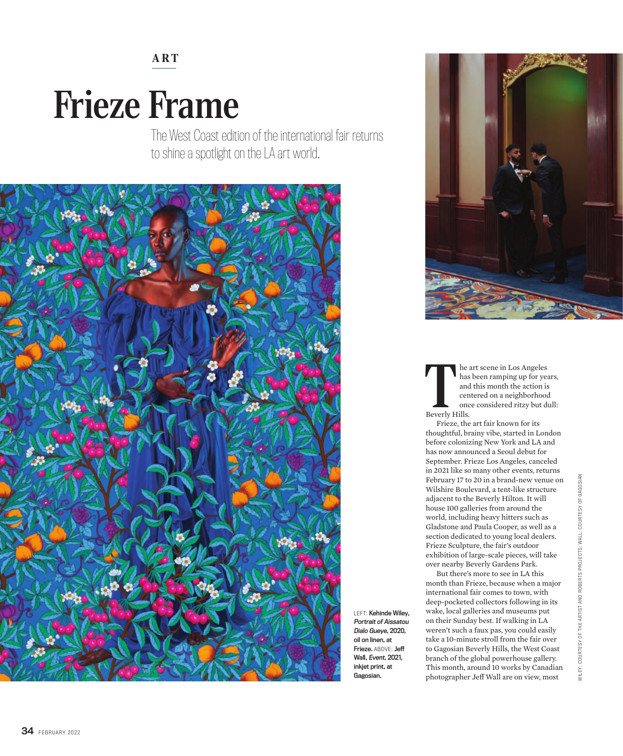ART

# Frieze Frame

The West Coast edition of the international fair returns to shine a spotlight on the LA art world.

LEFT: **Kehinde Wiley, *Portrait of Aissatou Dialo Gueye*, 2020, oil on linen, at Frieze.** ABOVE: **Jeff Wall, *Event*, 2021, inkjet print, at Gagosian.**

The art scene in Los Angeles has been ramping up for years, and this month the action is centered on a neighborhood once considered ritzy but dull: Beverly Hills.

Frieze, the art fair known for its thoughtful, brainy vibe, started in London before colonizing New York and LA and has now announced a Seoul debut for September. Frieze Los Angeles, canceled in 2021 like so many other events, returns February 17 to 20 in a brand-new venue on Wilshire Boulevard, a tent-like structure adjacent to the Beverly Hilton. It will house 100 galleries from around the world, including heavy hitters such as Gladstone and Paula Cooper, as well as a section dedicated to young local dealers. Frieze Sculpture, the fair's outdoor exhibition of large-scale pieces, will take over nearby Beverly Gardens Park.

But there's more to see in LA this month than Frieze, because when a major international fair comes to town, with deep-pocketed collectors following in its wake, local galleries and museums put on their Sunday best. If walking in LA weren't such a faux pas, you could easily take a 10-minute stroll from the fair over to Gagosian Beverly Hills, the West Coast branch of the global powerhouse gallery. This month, around 10 works by Canadian photographer Jeff Wall are on view, most

WILEY: COURTESY OF THE ARTIST AND ROBERTS PROJECTS; WALL: COURTESY OF GAGOSIAN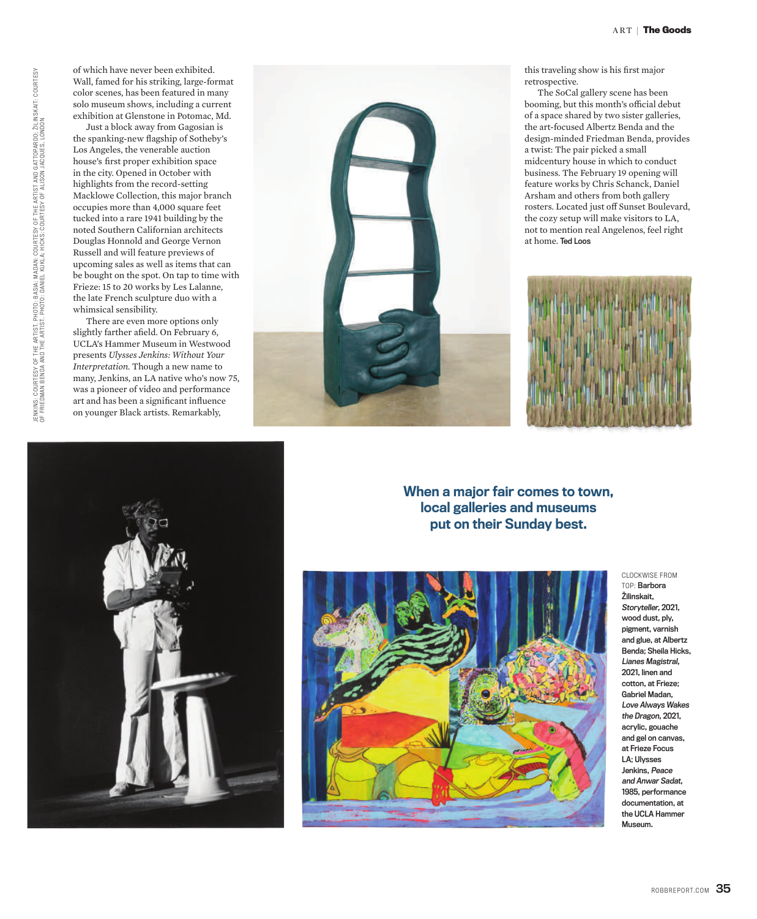of which have never been exhibited. Wall, famed for his striking, large-format color scenes, has been featured in many solo museum shows, including a current exhibition at Glenstone in Potomac, Md.

Just a block away from Gagosian is the spanking-new flagship of Sotheby's Los Angeles, the venerable auction house's first proper exhibition space in the city. Opened in October with highlights from the record-setting Macklowe Collection, this major branch occupies more than 4,000 square feet tucked into a rare 1941 building by the noted Southern Californian architects Douglas Honnold and George Vernon Russell and will feature previews of upcoming sales as well as items that can be bought on the spot. On tap to time with Frieze: 15 to 20 works by Les Lalanne, the late French sculpture duo with a whimsical sensibility.

There are even more options only slightly farther afield. On February 6, UCLA's Hammer Museum in Westwood presents *Ulysses Jenkins: Without Your Interpretation.* Though a new name to many, Jenkins, an LA native who's now 75, was a pioneer of video and performance art and has been a significant influence on younger Black artists. Remarkably, this traveling show is his first major retrospective.

The SoCal gallery scene has been booming, but this month's official debut of a space shared by two sister galleries, the art-focused Albertz Benda and the design-minded Friedman Benda, provides a twist: The pair picked a small midcentury house in which to conduct business. The February 19 opening will feature works by Chris Schanck, Daniel Arsham and others from both gallery rosters. Located just off Sunset Boulevard, the cozy setup will make visitors to LA, not to mention real Angelenos, feel right at home. **Ted Loos**

JENKINS: COURTESY OF THE ARTIST. PHOTO: BASIA; MADAN: COURTESY OF THE ARTIST AND GATTOPARDO; ŽILINSKAIT: COURTESY OF FRIEDMAN BENDA AND THE ARTIST. PHOTO: DANIEL KUKLA; HICKS: COURTESY OF ALISON JACQUES, LONDON

**When a major fair comes to town, local galleries and museums put on their Sunday best.**

CLOCKWISE FROM TOP: **Barbora Žilinskait, *Storyteller,* 2021, wood dust, ply, pigment, varnish and glue, at Albertz Benda; Sheila Hicks, *Lianes Magistral,* 2021, linen and cotton, at Frieze; Gabriel Madan, *Love Always Wakes the Dragon,* 2021, acrylic, gouache and gel on canvas, at Frieze Focus LA; Ulysses Jenkins, *Peace and Anwar Sadat,* 1985, performance documentation, at the UCLA Hammer Museum.**